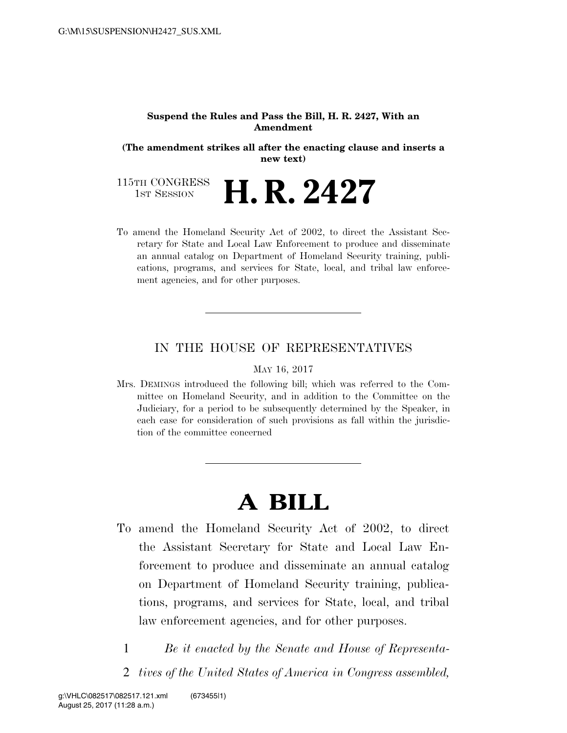**Suspend the Rules and Pass the Bill, H. R. 2427, With an Amendment**

**(The amendment strikes all after the enacting clause and inserts a new text)**

115TH CONGRESS
1ST SESSION

# H. R. 2427

To amend the Homeland Security Act of 2002, to direct the Assistant Secretary for State and Local Law Enforcement to produce and disseminate an annual catalog on Department of Homeland Security training, publications, programs, and services for State, local, and tribal law enforcement agencies, and for other purposes.

---

IN THE HOUSE OF REPRESENTATIVES

MAY 16, 2017

Mrs. DEMINGS introduced the following bill; which was referred to the Committee on Homeland Security, and in addition to the Committee on the Judiciary, for a period to be subsequently determined by the Speaker, in each case for consideration of such provisions as fall within the jurisdiction of the committee concerned

---

# A BILL

To amend the Homeland Security Act of 2002, to direct the Assistant Secretary for State and Local Law Enforcement to produce and disseminate an annual catalog on Department of Homeland Security training, publications, programs, and services for State, local, and tribal law enforcement agencies, and for other purposes.

1 *Be it enacted by the Senate and House of Representa-*
2 *tives of the United States of America in Congress assembled,*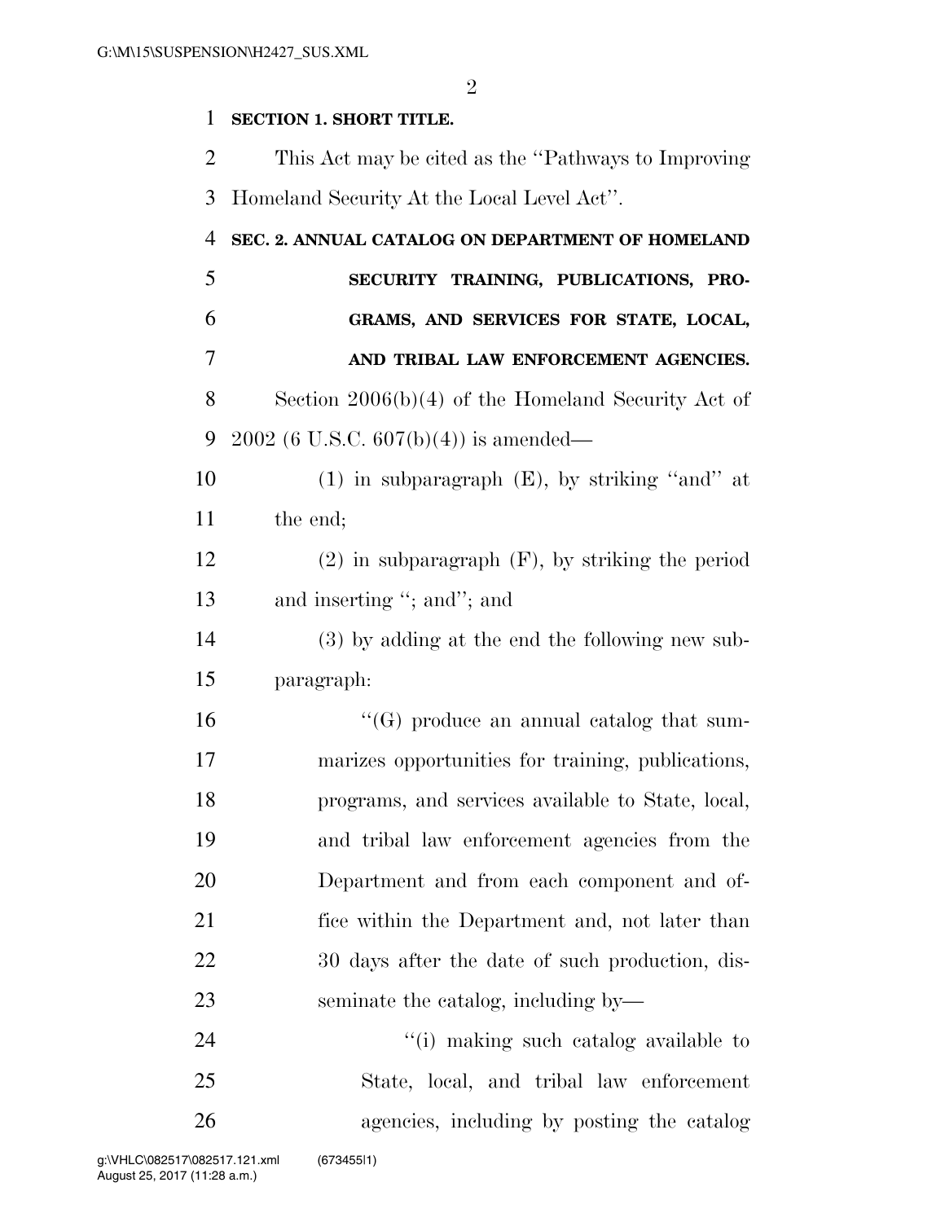**SECTION 1. SHORT TITLE.**

This Act may be cited as the "Pathways to Improving Homeland Security At the Local Level Act".

**SEC. 2. ANNUAL CATALOG ON DEPARTMENT OF HOMELAND SECURITY TRAINING, PUBLICATIONS, PROGRAMS, AND SERVICES FOR STATE, LOCAL, AND TRIBAL LAW ENFORCEMENT AGENCIES.**

Section 2006(b)(4) of the Homeland Security Act of 2002 (6 U.S.C. 607(b)(4)) is amended—

(1) in subparagraph (E), by striking "and" at the end;

(2) in subparagraph (F), by striking the period and inserting "; and"; and

(3) by adding at the end the following new subparagraph:

"(G) produce an annual catalog that summarizes opportunities for training, publications, programs, and services available to State, local, and tribal law enforcement agencies from the Department and from each component and office within the Department and, not later than 30 days after the date of such production, disseminate the catalog, including by—

"(i) making such catalog available to State, local, and tribal law enforcement agencies, including by posting the catalog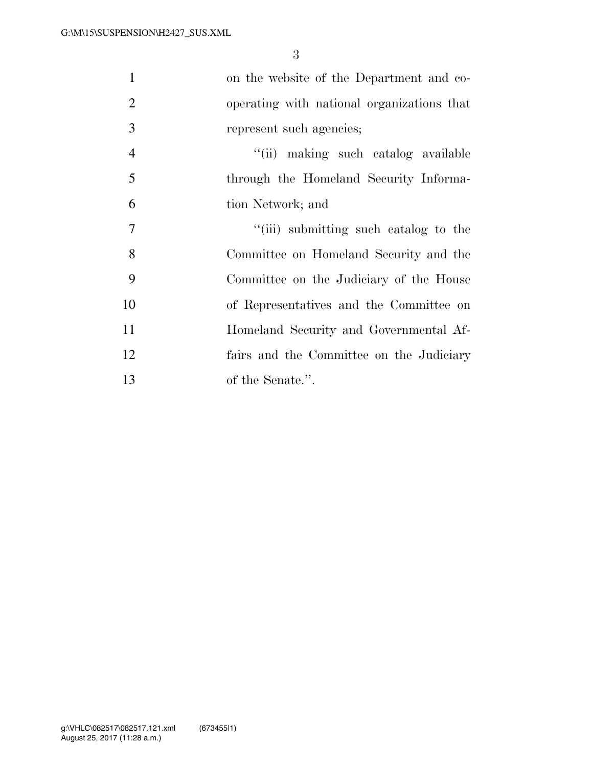on the website of the Department and cooperating with national organizations that represent such agencies;

"(ii) making such catalog available through the Homeland Security Information Network; and

"(iii) submitting such catalog to the Committee on Homeland Security and the Committee on the Judiciary of the House of Representatives and the Committee on Homeland Security and Governmental Affairs and the Committee on the Judiciary of the Senate.".